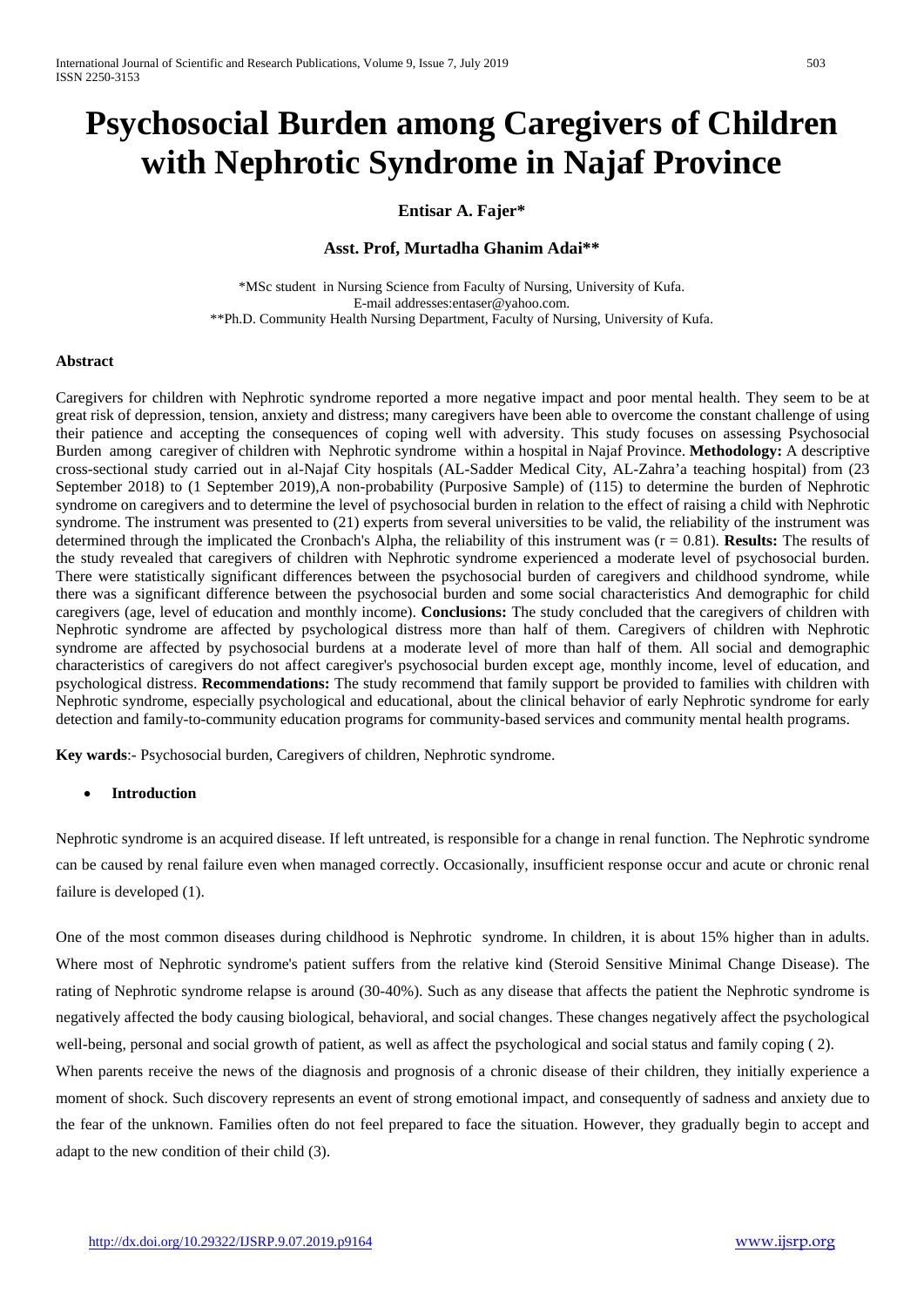# Psychosocial Burden among Caregivers of Children with Nephrotic Syndrome in Najaf Province

**Entisar A. Fajer***

**Asst. Prof, Murtadha Ghanim Adai****

*MSc student in Nursing Science from Faculty of Nursing, University of Kufa.
E-mail addresses:entaser@yahoo.com.
**Ph.D. Community Health Nursing Department, Faculty of Nursing, University of Kufa.

## Abstract

Caregivers for children with Nephrotic syndrome reported a more negative impact and poor mental health. They seem to be at great risk of depression, tension, anxiety and distress; many caregivers have been able to overcome the constant challenge of using their patience and accepting the consequences of coping well with adversity. This study focuses on assessing Psychosocial Burden among caregiver of children with Nephrotic syndrome within a hospital in Najaf Province. **Methodology:** A descriptive cross-sectional study carried out in al-Najaf City hospitals (AL-Sadder Medical City, AL-Zahra'a teaching hospital) from (23 September 2018) to (1 September 2019),A non-probability (Purposive Sample) of (115) to determine the burden of Nephrotic syndrome on caregivers and to determine the level of psychosocial burden in relation to the effect of raising a child with Nephrotic syndrome. The instrument was presented to (21) experts from several universities to be valid, the reliability of the instrument was determined through the implicated the Cronbach's Alpha, the reliability of this instrument was (r = 0.81). **Results:** The results of the study revealed that caregivers of children with Nephrotic syndrome experienced a moderate level of psychosocial burden. There were statistically significant differences between the psychosocial burden of caregivers and childhood syndrome, while there was a significant difference between the psychosocial burden and some social characteristics And demographic for child caregivers (age, level of education and monthly income). **Conclusions:** The study concluded that the caregivers of children with Nephrotic syndrome are affected by psychological distress more than half of them. Caregivers of children with Nephrotic syndrome are affected by psychosocial burdens at a moderate level of more than half of them. All social and demographic characteristics of caregivers do not affect caregiver's psychosocial burden except age, monthly income, level of education, and psychological distress. **Recommendations:** The study recommend that family support be provided to families with children with Nephrotic syndrome, especially psychological and educational, about the clinical behavior of early Nephrotic syndrome for early detection and family-to-community education programs for community-based services and community mental health programs.

**Key wards**:- Psychosocial burden, Caregivers of children, Nephrotic syndrome.

- **Introduction**

Nephrotic syndrome is an acquired disease. If left untreated, is responsible for a change in renal function. The Nephrotic syndrome can be caused by renal failure even when managed correctly. Occasionally, insufficient response occur and acute or chronic renal failure is developed (1).

One of the most common diseases during childhood is Nephrotic syndrome. In children, it is about 15% higher than in adults. Where most of Nephrotic syndrome's patient suffers from the relative kind (Steroid Sensitive Minimal Change Disease). The rating of Nephrotic syndrome relapse is around (30-40%). Such as any disease that affects the patient the Nephrotic syndrome is negatively affected the body causing biological, behavioral, and social changes. These changes negatively affect the psychological well-being, personal and social growth of patient, as well as affect the psychological and social status and family coping ( 2).

When parents receive the news of the diagnosis and prognosis of a chronic disease of their children, they initially experience a moment of shock. Such discovery represents an event of strong emotional impact, and consequently of sadness and anxiety due to the fear of the unknown. Families often do not feel prepared to face the situation. However, they gradually begin to accept and adapt to the new condition of their child (3).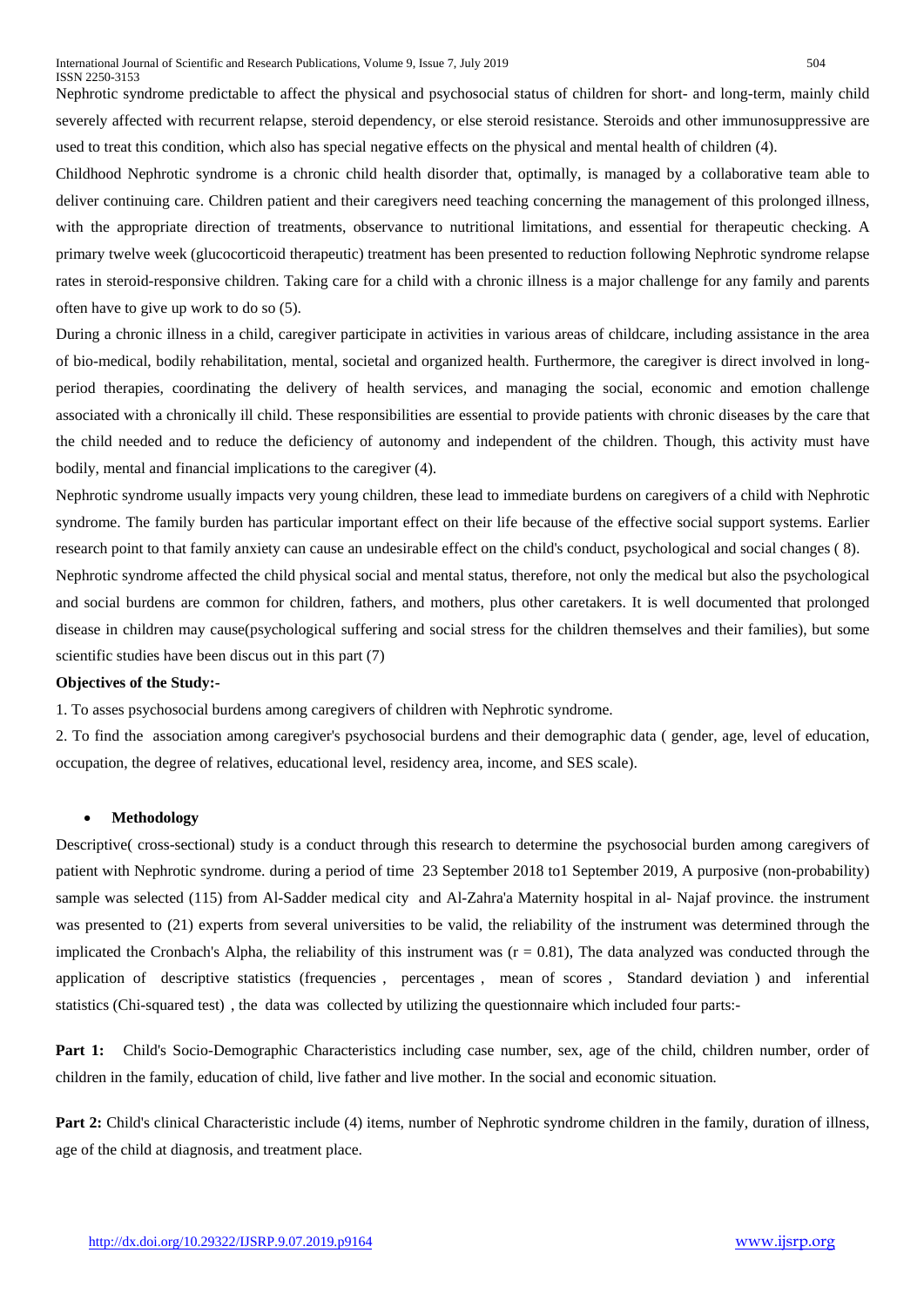Nephrotic syndrome predictable to affect the physical and psychosocial status of children for short- and long-term, mainly child severely affected with recurrent relapse, steroid dependency, or else steroid resistance. Steroids and other immunosuppressive are used to treat this condition, which also has special negative effects on the physical and mental health of children (4).

Childhood Nephrotic syndrome is a chronic child health disorder that, optimally, is managed by a collaborative team able to deliver continuing care. Children patient and their caregivers need teaching concerning the management of this prolonged illness, with the appropriate direction of treatments, observance to nutritional limitations, and essential for therapeutic checking. A primary twelve week (glucocorticoid therapeutic) treatment has been presented to reduction following Nephrotic syndrome relapse rates in steroid-responsive children. Taking care for a child with a chronic illness is a major challenge for any family and parents often have to give up work to do so (5).

During a chronic illness in a child, caregiver participate in activities in various areas of childcare, including assistance in the area of bio-medical, bodily rehabilitation, mental, societal and organized health. Furthermore, the caregiver is direct involved in long-period therapies, coordinating the delivery of health services, and managing the social, economic and emotion challenge associated with a chronically ill child. These responsibilities are essential to provide patients with chronic diseases by the care that the child needed and to reduce the deficiency of autonomy and independent of the children. Though, this activity must have bodily, mental and financial implications to the caregiver (4).

Nephrotic syndrome usually impacts very young children, these lead to immediate burdens on caregivers of a child with Nephrotic syndrome. The family burden has particular important effect on their life because of the effective social support systems. Earlier research point to that family anxiety can cause an undesirable effect on the child's conduct, psychological and social changes ( 8).

Nephrotic syndrome affected the child physical social and mental status, therefore, not only the medical but also the psychological and social burdens are common for children, fathers, and mothers, plus other caretakers. It is well documented that prolonged disease in children may cause(psychological suffering and social stress for the children themselves and their families), but some scientific studies have been discus out in this part (7)

**Objectives of the Study:-**

1. To asses psychosocial burdens among caregivers of children with Nephrotic syndrome.
2. To find the association among caregiver's psychosocial burdens and their demographic data ( gender, age, level of education, occupation, the degree of relatives, educational level, residency area, income, and SES scale).

- **Methodology**

Descriptive( cross-sectional) study is a conduct through this research to determine the psychosocial burden among caregivers of patient with Nephrotic syndrome. during a period of time 23 September 2018 to1 September 2019, A purposive (non-probability) sample was selected (115) from Al-Sadder medical city and Al-Zahra'a Maternity hospital in al- Najaf province. the instrument was presented to (21) experts from several universities to be valid, the reliability of the instrument was determined through the implicated the Cronbach's Alpha, the reliability of this instrument was ($r = 0.81$), The data analyzed was conducted through the application of descriptive statistics (frequencies , percentages , mean of scores , Standard deviation ) and inferential statistics (Chi-squared test) , the data was collected by utilizing the questionnaire which included four parts:-

**Part 1:** Child's Socio-Demographic Characteristics including case number, sex, age of the child, children number, order of children in the family, education of child, live father and live mother. In the social and economic situation.

**Part 2:** Child's clinical Characteristic include (4) items, number of Nephrotic syndrome children in the family, duration of illness, age of the child at diagnosis, and treatment place.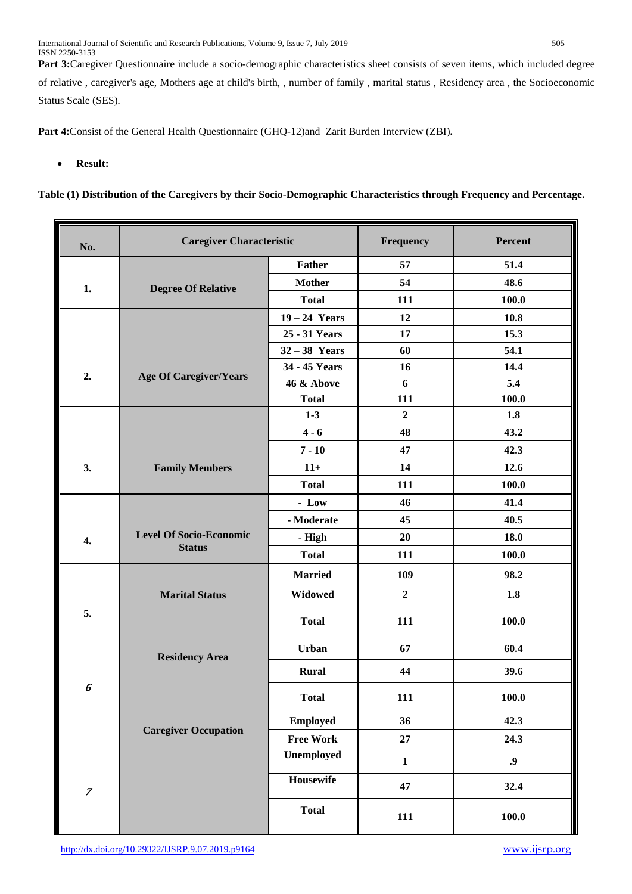**Part 3:**Caregiver Questionnaire include a socio-demographic characteristics sheet consists of seven items, which included degree of relative , caregiver's age, Mothers age at child's birth, , number of family , marital status , Residency area , the Socioeconomic Status Scale (SES).

**Part 4:**Consist of the General Health Questionnaire (GHQ-12)and Zarit Burden Interview (ZBI)**.**

- **Result:**

**Table (1) Distribution of the Caregivers by their Socio-Demographic Characteristics through Frequency and Percentage.**

| No. | Caregiver Characteristic | | Frequency | Percent |
|---|---|---|---|---|
| 1. | Degree Of Relative | Father | 57 | 51.4 |
| | | Mother | 54 | 48.6 |
| | | Total | 111 | 100.0 |
| 2. | Age Of Caregiver/Years | 19 – 24 Years | 12 | 10.8 |
| | | 25 - 31 Years | 17 | 15.3 |
| | | 32 – 38 Years | 60 | 54.1 |
| | | 34 - 45 Years | 16 | 14.4 |
| | | 46 & Above | 6 | 5.4 |
| | | Total | 111 | 100.0 |
| 3. | Family Members | 1-3 | 2 | 1.8 |
| | | 4 - 6 | 48 | 43.2 |
| | | 7 - 10 | 47 | 42.3 |
| | | 11+ | 14 | 12.6 |
| | | Total | 111 | 100.0 |
| 4. | Level Of Socio-Economic Status | - Low | 46 | 41.4 |
| | | - Moderate | 45 | 40.5 |
| | | - High | 20 | 18.0 |
| | | Total | 111 | 100.0 |
| 5. | Marital Status | Married | 109 | 98.2 |
| | | Widowed | 2 | 1.8 |
| | | Total | 111 | 100.0 |
| 6 | Residency Area | Urban | 67 | 60.4 |
| | | Rural | 44 | 39.6 |
| | | Total | 111 | 100.0 |
| 7 | Caregiver Occupation | Employed | 36 | 42.3 |
| | | Free Work | 27 | 24.3 |
| | | Unemployed | 1 | .9 |
| | | Housewife | 47 | 32.4 |
| | | Total | 111 | 100.0 |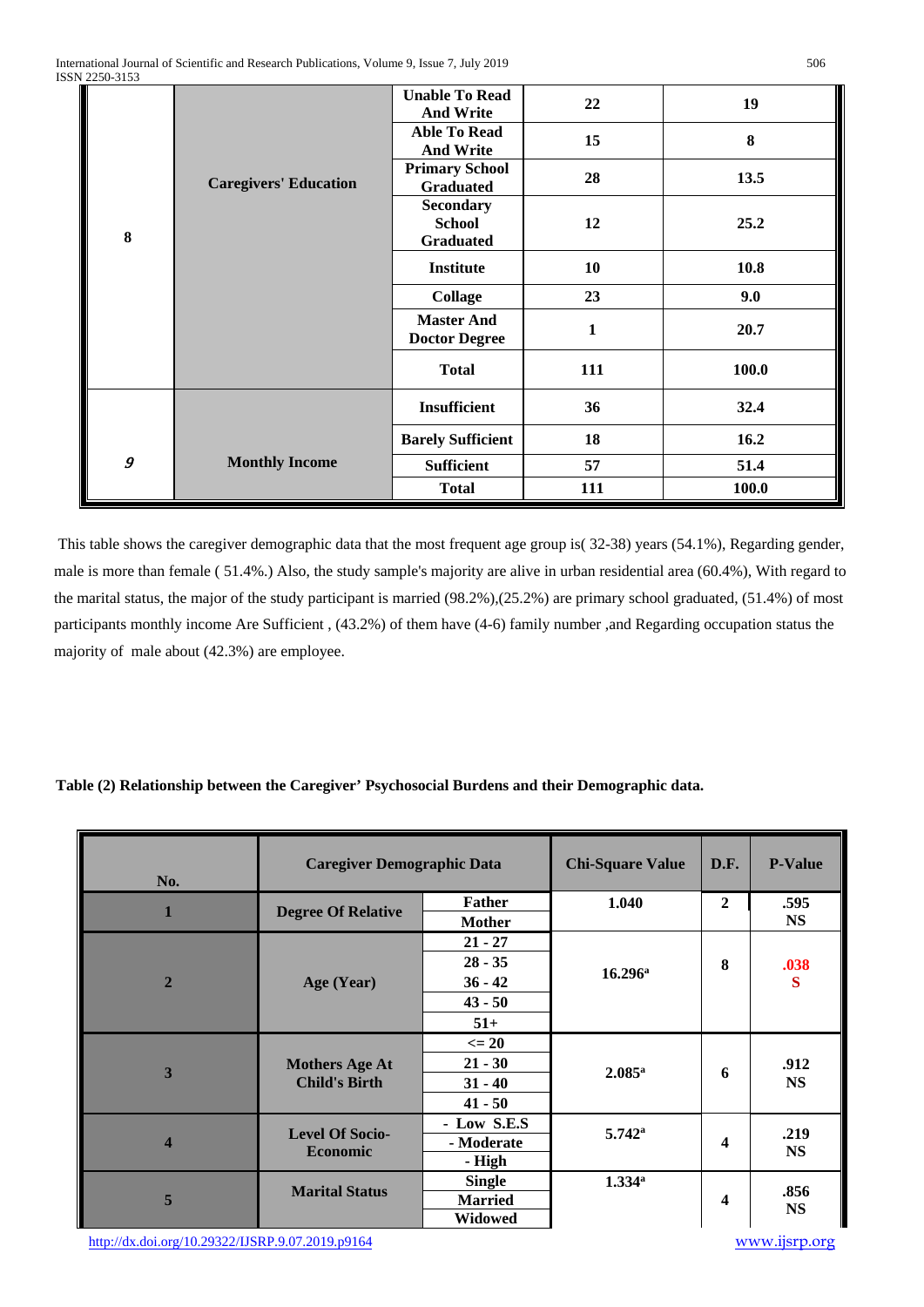| | | | | |
|---|---|---|---|---|
| 8 | Caregivers' Education | Unable To Read And Write | 22 | 19 |
| | | Able To Read And Write | 15 | 8 |
| | | Primary School Graduated | 28 | 13.5 |
| | | Secondary School Graduated | 12 | 25.2 |
| | | Institute | 10 | 10.8 |
| | | Collage | 23 | 9.0 |
| | | Master And Doctor Degree | 1 | 20.7 |
| | | Total | 111 | 100.0 |
| 9 | Monthly Income | Insufficient | 36 | 32.4 |
| | | Barely Sufficient | 18 | 16.2 |
| | | Sufficient | 57 | 51.4 |
| | | Total | 111 | 100.0 |

This table shows the caregiver demographic data that the most frequent age group is( 32-38) years (54.1%), Regarding gender, male is more than female ( 51.4%.) Also, the study sample's majority are alive in urban residential area (60.4%), With regard to the marital status, the major of the study participant is married (98.2%),(25.2%) are primary school graduated, (51.4%) of most participants monthly income Are Sufficient , (43.2%) of them have (4-6) family number ,and Regarding occupation status the majority of male about (42.3%) are employee.

**Table (2) Relationship between the Caregiver' Psychosocial Burdens and their Demographic data.**

| No. | Caregiver Demographic Data | | Chi-Square Value | D.F. | P-Value |
|---|---|---|---|---|---|
| 1 | Degree Of Relative | Father | 1.040 | 2 | .595 NS |
| | | Mother | | | |
| 2 | Age (Year) | 21 - 27 | $16.296^a$ | 8 | .038 S |
| | | 28 - 35 | | | |
| | | 36 - 42 | | | |
| | | 43 - 50 | | | |
| | | 51+ | | | |
| 3 | Mothers Age At Child's Birth | <= 20 | $2.085^a$ | 6 | .912 NS |
| | | 21 - 30 | | | |
| | | 31 - 40 | | | |
| | | 41 - 50 | | | |
| 4 | Level Of Socio-Economic | - Low S.E.S | $5.742^a$ | 4 | .219 NS |
| | | - Moderate | | | |
| | | - High | | | |
| 5 | Marital Status | Single | $1.334^a$ | 4 | .856 NS |
| | | Married | | | |
| | | Widowed | | | |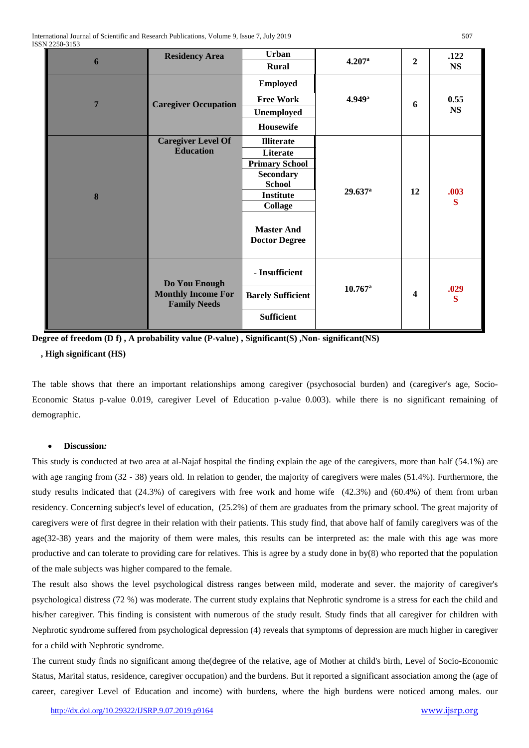| 6 | Residency Area | Urban | 4.207[a] | 2 | .122 NS |
|---|---|---|---|---|---|
| | | Rural | | | |
| 7 | Caregiver Occupation | Employed | 4.949[a] | 6 | 0.55 NS |
| | | Free Work | | | |
| | | Unemployed | | | |
| | | Housewife | | | |
| 8 | Caregiver Level Of Education | Illiterate | 29.637[a] | 12 | .003 S |
| | | Literate | | | |
| | | Primary School | | | |
| | | Secondary School | | | |
| | | Institute | | | |
| | | Collage | | | |
| | | Master And Doctor Degree | | | |
| | Do You Enough Monthly Income For Family Needs | - Insufficient | 10.767[a] | 4 | .029 S |
| | | Barely Sufficient | | | |
| | | Sufficient | | | |

**Degree of freedom (D f) , A probability value (P-value) , Significant(S) ,Non- significant(NS) , High significant (HS)**

The table shows that there an important relationships among caregiver (psychosocial burden) and (caregiver's age, Socio-Economic Status p-value 0.019, caregiver Level of Education p-value 0.003). while there is no significant remaining of demographic.

- **Discussion:**

This study is conducted at two area at al-Najaf hospital the finding explain the age of the caregivers, more than half (54.1%) are with age ranging from (32 - 38) years old. In relation to gender, the majority of caregivers were males (51.4%). Furthermore, the study results indicated that (24.3%) of caregivers with free work and home wife (42.3%) and (60.4%) of them from urban residency. Concerning subject's level of education, (25.2%) of them are graduates from the primary school. The great majority of caregivers were of first degree in their relation with their patients. This study find, that above half of family caregivers was of the age(32-38) years and the majority of them were males, this results can be interpreted as: the male with this age was more productive and can tolerate to providing care for relatives. This is agree by a study done in by(8) who reported that the population of the male subjects was higher compared to the female.

The result also shows the level psychological distress ranges between mild, moderate and sever. the majority of caregiver's psychological distress (72 %) was moderate. The current study explains that Nephrotic syndrome is a stress for each the child and his/her caregiver. This finding is consistent with numerous of the study result. Study finds that all caregiver for children with Nephrotic syndrome suffered from psychological depression (4) reveals that symptoms of depression are much higher in caregiver for a child with Nephrotic syndrome.

The current study finds no significant among the(degree of the relative, age of Mother at child's birth, Level of Socio-Economic Status, Marital status, residence, caregiver occupation) and the burdens. But it reported a significant association among the (age of career, caregiver Level of Education and income) with burdens, where the high burdens were noticed among males. our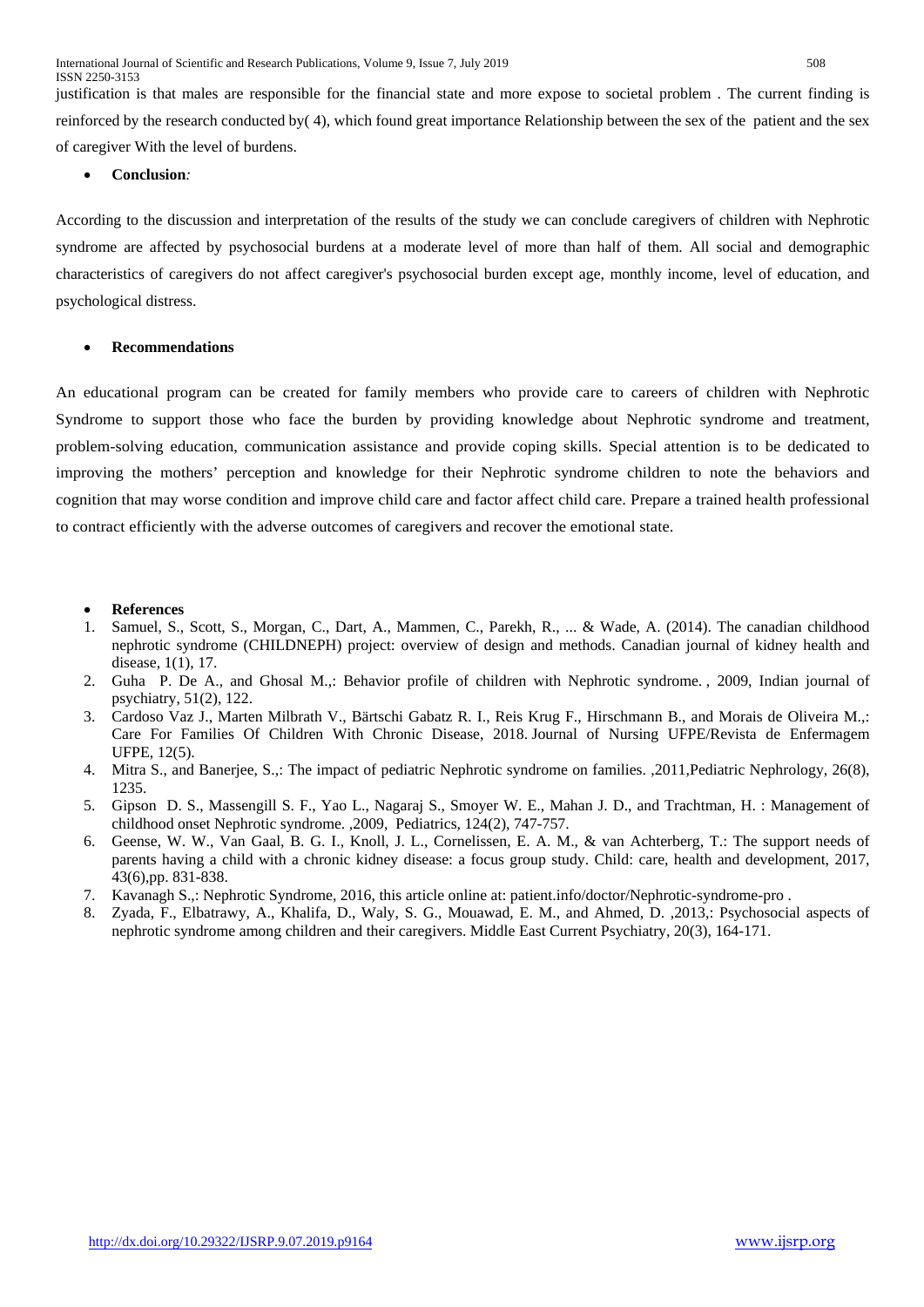justification is that males are responsible for the financial state and more expose to societal problem . The current finding is reinforced by the research conducted by( 4), which found great importance Relationship between the sex of the patient and the sex of caregiver With the level of burdens.

- **Conclusion***:*

According to the discussion and interpretation of the results of the study we can conclude caregivers of children with Nephrotic syndrome are affected by psychosocial burdens at a moderate level of more than half of them. All social and demographic characteristics of caregivers do not affect caregiver's psychosocial burden except age, monthly income, level of education, and psychological distress.

- **Recommendations**

An educational program can be created for family members who provide care to careers of children with Nephrotic Syndrome to support those who face the burden by providing knowledge about Nephrotic syndrome and treatment, problem-solving education, communication assistance and provide coping skills. Special attention is to be dedicated to improving the mothers' perception and knowledge for their Nephrotic syndrome children to note the behaviors and cognition that may worse condition and improve child care and factor affect child care. Prepare a trained health professional to contract efficiently with the adverse outcomes of caregivers and recover the emotional state.

- **References**

1. Samuel, S., Scott, S., Morgan, C., Dart, A., Mammen, C., Parekh, R., ... & Wade, A. (2014). The canadian childhood nephrotic syndrome (CHILDNEPH) project: overview of design and methods. Canadian journal of kidney health and disease, 1(1), 17.
2. Guha P. De A., and Ghosal M.,: Behavior profile of children with Nephrotic syndrome. , 2009, Indian journal of psychiatry, 51(2), 122.
3. Cardoso Vaz J., Marten Milbrath V., Bärtschi Gabatz R. I., Reis Krug F., Hirschmann B., and Morais de Oliveira M.,: Care For Families Of Children With Chronic Disease, 2018. Journal of Nursing UFPE/Revista de Enfermagem UFPE, 12(5).
4. Mitra S., and Banerjee, S.,: The impact of pediatric Nephrotic syndrome on families. ,2011,Pediatric Nephrology, 26(8), 1235.
5. Gipson D. S., Massengill S. F., Yao L., Nagaraj S., Smoyer W. E., Mahan J. D., and Trachtman, H. : Management of childhood onset Nephrotic syndrome. ,2009, Pediatrics, 124(2), 747-757.
6. Geense, W. W., Van Gaal, B. G. I., Knoll, J. L., Cornelissen, E. A. M., & van Achterberg, T.: The support needs of parents having a child with a chronic kidney disease: a focus group study. Child: care, health and development, 2017, 43(6),pp. 831-838.
7. Kavanagh S.,: Nephrotic Syndrome, 2016, this article online at: patient.info/doctor/Nephrotic-syndrome-pro .
8. Zyada, F., Elbatrawy, A., Khalifa, D., Waly, S. G., Mouawad, E. M., and Ahmed, D. ,2013,: Psychosocial aspects of nephrotic syndrome among children and their caregivers. Middle East Current Psychiatry, 20(3), 164-171.